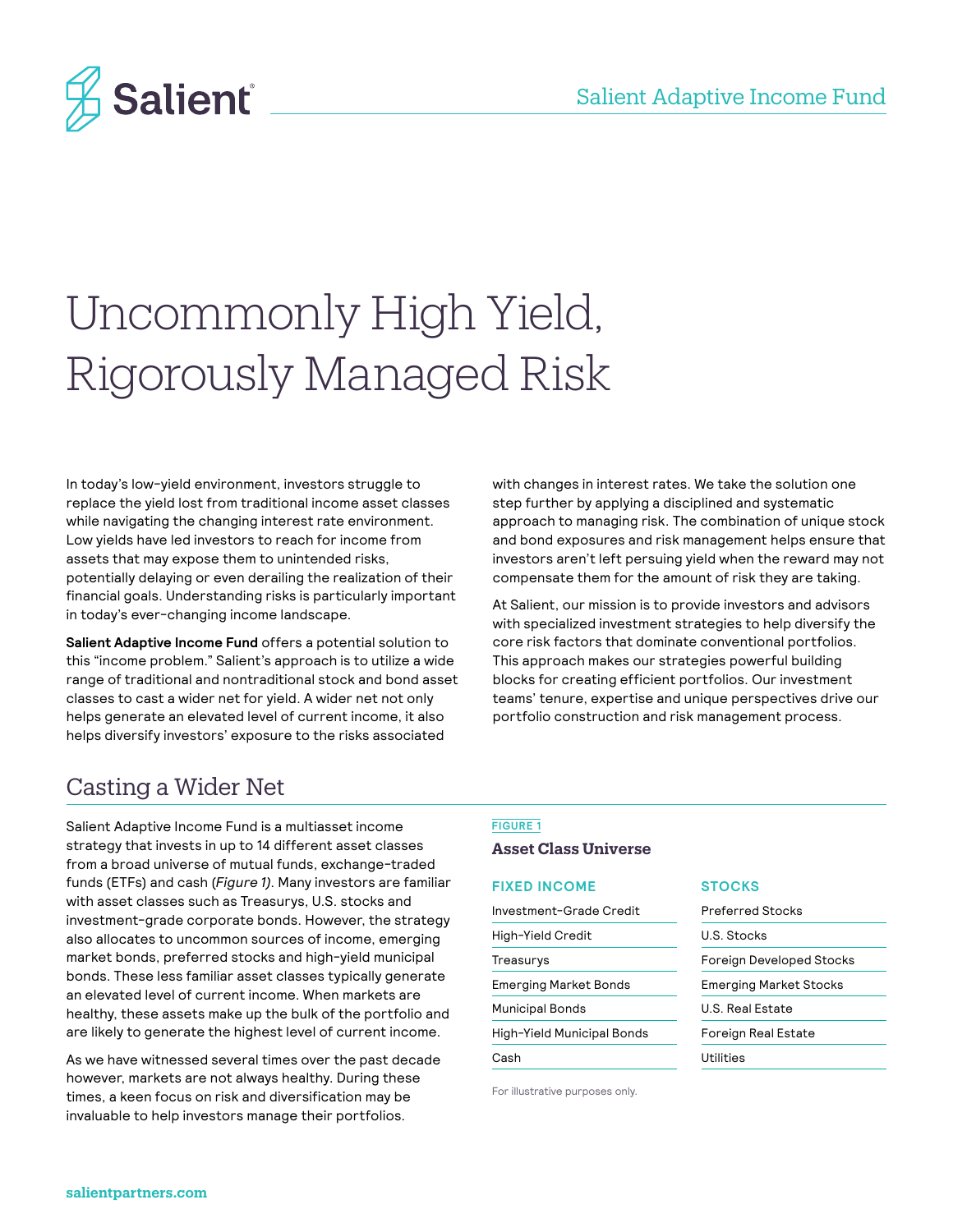# Uncommonly High Yield, Rigorously Managed Risk

In today's low-yield environment, investors struggle to replace the yield lost from traditional income asset classes while navigating the changing interest rate environment. Low yields have led investors to reach for income from assets that may expose them to unintended risks, potentially delaying or even derailing the realization of their financial goals. Understanding risks is particularly important in today's ever-changing income landscape.

**Salient Adaptive Income Fund** offers a potential solution to this "income problem." Salient's approach is to utilize a wide range of traditional and nontraditional stock and bond asset classes to cast a wider net for yield. A wider net not only helps generate an elevated level of current income, it also helps diversify investors' exposure to the risks associated with changes in interest rates. We take the solution one step further by applying a disciplined and systematic approach to managing risk. The combination of unique stock and bond exposures and risk management helps ensure that investors aren't left persuing yield when the reward may not compensate them for the amount of risk they are taking.

At Salient, our mission is to provide investors and advisors with specialized investment strategies to help diversify the core risk factors that dominate conventional portfolios. This approach makes our strategies powerful building blocks for creating efficient portfolios. Our investment teams' tenure, expertise and unique perspectives drive our portfolio construction and risk management process.

## Casting a Wider Net

Salient Adaptive Income Fund is a multiasset income strategy that invests in up to 14 different asset classes from a broad universe of mutual funds, exchange-traded funds (ETFs) and cash (*Figure 1*). Many investors are familiar with asset classes such as Treasurys, U.S. stocks and investment-grade corporate bonds. However, the strategy also allocates to uncommon sources of income, emerging market bonds, preferred stocks and high-yield municipal bonds. These less familiar asset classes typically generate an elevated level of current income. When markets are healthy, these assets make up the bulk of the portfolio and are likely to generate the highest level of current income.

As we have witnessed several times over the past decade however, markets are not always healthy. During these times, a keen focus on risk and diversification may be invaluable to help investors manage their portfolios.

FIGURE 1

**Asset Class Universe**

| FIXED INCOME | STOCKS |
| --- | --- |
| Investment-Grade Credit | Preferred Stocks |
| High-Yield Credit | U.S. Stocks |
| Treasurys | Foreign Developed Stocks |
| Emerging Market Bonds | Emerging Market Stocks |
| Municipal Bonds | U.S. Real Estate |
| High-Yield Municipal Bonds | Foreign Real Estate |
| Cash | Utilities |

For illustrative purposes only.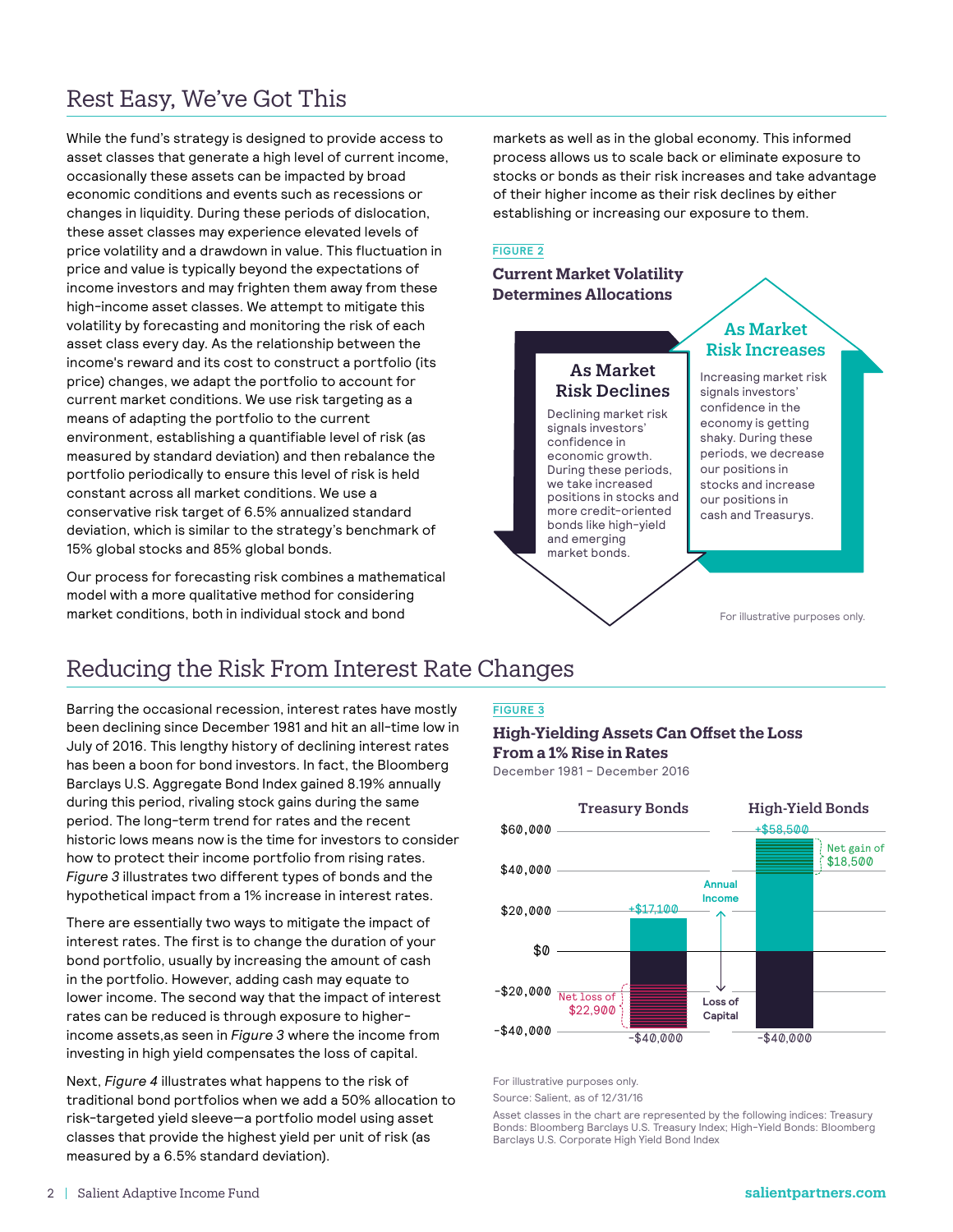## Rest Easy, We've Got This

While the fund's strategy is designed to provide access to asset classes that generate a high level of current income, occasionally these assets can be impacted by broad economic conditions and events such as recessions or changes in liquidity. During these periods of dislocation, these asset classes may experience elevated levels of price volatility and a drawdown in value. This fluctuation in price and value is typically beyond the expectations of income investors and may frighten them away from these high-income asset classes. We attempt to mitigate this volatility by forecasting and monitoring the risk of each asset class every day. As the relationship between the income's reward and its cost to construct a portfolio (its price) changes, we adapt the portfolio to account for current market conditions. We use risk targeting as a means of adapting the portfolio to the current environment, establishing a quantifiable level of risk (as measured by standard deviation) and then rebalance the portfolio periodically to ensure this level of risk is held constant across all market conditions. We use a conservative risk target of 6.5% annualized standard deviation, which is similar to the strategy's benchmark of 15% global stocks and 85% global bonds.

Our process for forecasting risk combines a mathematical model with a more qualitative method for considering market conditions, both in individual stock and bond markets as well as in the global economy. This informed process allows us to scale back or eliminate exposure to stocks or bonds as their risk increases and take advantage of their higher income as their risk declines by either establishing or increasing our exposure to them.

FIGURE 2

**Current Market Volatility Determines Allocations**

**As Market Risk Declines**

Declining market risk signals investors' confidence in economic growth. During these periods, we take increased positions in stocks and more credit-oriented bonds like high-yield and emerging market bonds.

**As Market Risk Increases**

Increasing market risk signals investors' confidence in the economy is getting shaky. During these periods, we decrease our positions in stocks and increase our positions in cash and Treasurys.

For illustrative purposes only.

## Reducing the Risk From Interest Rate Changes

Barring the occasional recession, interest rates have mostly been declining since December 1981 and hit an all-time low in July of 2016. This lengthy history of declining interest rates has been a boon for bond investors. In fact, the Bloomberg Barclays U.S. Aggregate Bond Index gained 8.19% annually during this period, rivaling stock gains during the same period. The long-term trend for rates and the recent historic lows means now is the time for investors to consider how to protect their income portfolio from rising rates. *Figure 3* illustrates two different types of bonds and the hypothetical impact from a 1% increase in interest rates.

There are essentially two ways to mitigate the impact of interest rates. The first is to change the duration of your bond portfolio, usually by increasing the amount of cash in the portfolio. However, adding cash may equate to lower income. The second way that the impact of interest rates can be reduced is through exposure to higher-income assets,as seen in *Figure 3* where the income from investing in high yield compensates the loss of capital.

Next, *Figure 4* illustrates what happens to the risk of traditional bond portfolios when we add a 50% allocation to risk-targeted yield sleeve—a portfolio model using asset classes that provide the highest yield per unit of risk (as measured by a 6.5% standard deviation).

FIGURE 3

**High-Yielding Assets Can Offset the Loss From a 1% Rise in Rates**

December 1981 – December 2016

| | Treasury Bonds | High-Yield Bonds |
|---|---|---|
| Annual Income | +$17,100 | +$58,500 |
| Loss of Capital | -$40,000 | -$40,000 |
| Net result | Net loss of $22,900 | Net gain of $18,500 |

For illustrative purposes only.

Source: Salient, as of 12/31/16

Asset classes in the chart are represented by the following indices: Treasury Bonds: Bloomberg Barclays U.S. Treasury Index; High-Yield Bonds: Bloomberg Barclays U.S. Corporate High Yield Bond Index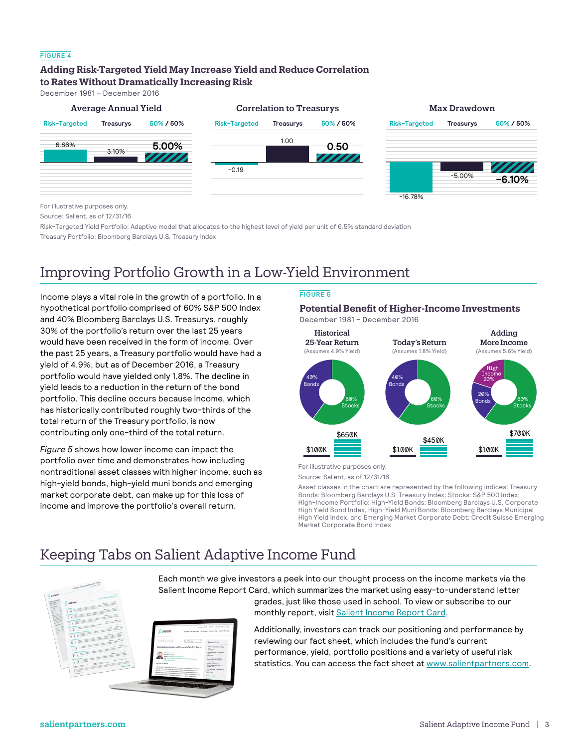FIGURE 4

**Adding Risk-Targeted Yield May Increase Yield and Reduce Correlation to Rates Without Dramatically Increasing Risk**

December 1981 – December 2016

| | Risk-Targeted | Treasurys | 50% / 50% |
|---|---|---|---|
| Average Annual Yield | 6.86% | 3.10% | 5.00% |
| Correlation to Treasurys | -0.19 | 1.00 | 0.50 |
| Max Drawdown | -16.78% | -5.00% | -6.10% |

For illustrative purposes only.

Source: Salient, as of 12/31/16

Risk-Targeted Yield Portfolio: Adaptive model that allocates to the highest level of yield per unit of 6.5% standard deviation

Treasury Portfolio: Bloomberg Barclays U.S. Treasury Index

## Improving Portfolio Growth in a Low-Yield Environment

Income plays a vital role in the growth of a portfolio. In a hypothetical portfolio comprised of 60% S&P 500 Index and 40% Bloomberg Barclays U.S. Treasurys, roughly 30% of the portfolio's return over the last 25 years would have been received in the form of income. Over the past 25 years, a Treasury portfolio would have had a yield of 4.9%, but as of December 2016, a Treasury portfolio would have yielded only 1.8%. The decline in yield leads to a reduction in the return of the bond portfolio. This decline occurs because income, which has historically contributed roughly two-thirds of the total return of the Treasury portfolio, is now contributing only one-third of the total return.

*Figure 5* shows how lower income can impact the portfolio over time and demonstrates how including nontraditional asset classes with higher income, such as high-yield bonds, high-yield muni bonds and emerging market corporate debt, can make up for this loss of income and improve the portfolio's overall return.

FIGURE 5

**Potential Benefit of Higher-Income Investments**

December 1981 – December 2016

| | Historical 25-Year Return (Assumes 4.9% Yield) | Today's Return (Assumes 1.8% Yield) | Adding More Income (Assumes 5.6% Yield) |
|---|---|---|---|
| Allocation | 40% Bonds, 60% Stocks | 40% Bonds, 60% Stocks | 20% High Income, 20% Bonds, 60% Stocks |
| Starting Value | $100K | $100K | $100K |
| Ending Value | $650K | $450K | $700K |

For illustrative purposes only.

Source: Salient, as of 12/31/16

Asset classes in the chart are represented by the following indices: Treasury Bonds: Bloomberg Barclays U.S. Treasury Index; Stocks: S&P 500 Index; High-Income Portfolio: High-Yield Bonds: Bloomberg Barclays U.S. Corporate High Yield Bond Index, High-Yield Muni Bonds: Bloomberg Barclays Municipal High Yield Index, and Emerging Market Corporate Debt: Credit Suisse Emerging Market Corporate Bond Index

## Keeping Tabs on Salient Adaptive Income Fund

Each month we give investors a peek into our thought process on the income markets via the Salient Income Report Card, which summarizes the market using easy-to-understand letter grades, just like those used in school. To view or subscribe to our monthly report, visit Salient Income Report Card.

Additionally, investors can track our positioning and performance by reviewing our fact sheet, which includes the fund's current performance, yield, portfolio positions and a variety of useful risk statistics. You can access the fact sheet at www.salientpartners.com.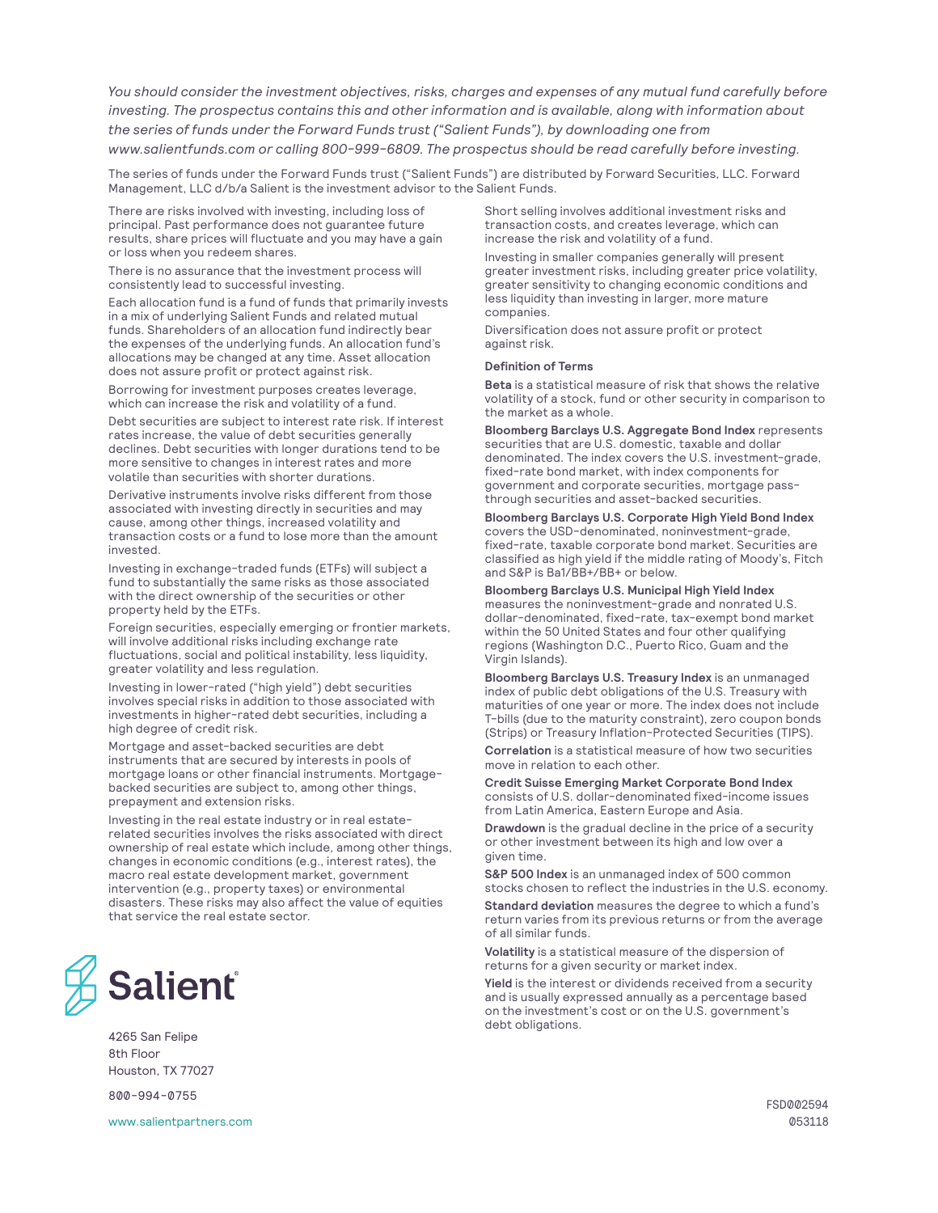*You should consider the investment objectives, risks, charges and expenses of any mutual fund carefully before investing. The prospectus contains this and other information and is available, along with information about the series of funds under the Forward Funds trust ("Salient Funds"), by downloading one from www.salientfunds.com or calling 800-999-6809. The prospectus should be read carefully before investing.*

The series of funds under the Forward Funds trust ("Salient Funds") are distributed by Forward Securities, LLC. Forward Management, LLC d/b/a Salient is the investment advisor to the Salient Funds.

There are risks involved with investing, including loss of principal. Past performance does not guarantee future results, share prices will fluctuate and you may have a gain or loss when you redeem shares.

There is no assurance that the investment process will consistently lead to successful investing.

Each allocation fund is a fund of funds that primarily invests in a mix of underlying Salient Funds and related mutual funds. Shareholders of an allocation fund indirectly bear the expenses of the underlying funds. An allocation fund's allocations may be changed at any time. Asset allocation does not assure profit or protect against risk.

Borrowing for investment purposes creates leverage, which can increase the risk and volatility of a fund.

Debt securities are subject to interest rate risk. If interest rates increase, the value of debt securities generally declines. Debt securities with longer durations tend to be more sensitive to changes in interest rates and more volatile than securities with shorter durations.

Derivative instruments involve risks different from those associated with investing directly in securities and may cause, among other things, increased volatility and transaction costs or a fund to lose more than the amount invested.

Investing in exchange-traded funds (ETFs) will subject a fund to substantially the same risks as those associated with the direct ownership of the securities or other property held by the ETFs.

Foreign securities, especially emerging or frontier markets, will involve additional risks including exchange rate fluctuations, social and political instability, less liquidity, greater volatility and less regulation.

Investing in lower-rated ("high yield") debt securities involves special risks in addition to those associated with investments in higher-rated debt securities, including a high degree of credit risk.

Mortgage and asset-backed securities are debt instruments that are secured by interests in pools of mortgage loans or other financial instruments. Mortgage-backed securities are subject to, among other things, prepayment and extension risks.

Investing in the real estate industry or in real estate-related securities involves the risks associated with direct ownership of real estate which include, among other things, changes in economic conditions (e.g., interest rates), the macro real estate development market, government intervention (e.g., property taxes) or environmental disasters. These risks may also affect the value of equities that service the real estate sector.

Short selling involves additional investment risks and transaction costs, and creates leverage, which can increase the risk and volatility of a fund.

Investing in smaller companies generally will present greater investment risks, including greater price volatility, greater sensitivity to changing economic conditions and less liquidity than investing in larger, more mature companies.

Diversification does not assure profit or protect against risk.

**Definition of Terms**

**Beta** is a statistical measure of risk that shows the relative volatility of a stock, fund or other security in comparison to the market as a whole.

**Bloomberg Barclays U.S. Aggregate Bond Index** represents securities that are U.S. domestic, taxable and dollar denominated. The index covers the U.S. investment-grade, fixed-rate bond market, with index components for government and corporate securities, mortgage pass-through securities and asset-backed securities.

**Bloomberg Barclays U.S. Corporate High Yield Bond Index** covers the USD-denominated, noninvestment-grade, fixed-rate, taxable corporate bond market. Securities are classified as high yield if the middle rating of Moody's, Fitch and S&P is Ba1/BB+/BB+ or below.

**Bloomberg Barclays U.S. Municipal High Yield Index** measures the noninvestment-grade and nonrated U.S. dollar-denominated, fixed-rate, tax-exempt bond market within the 50 United States and four other qualifying regions (Washington D.C., Puerto Rico, Guam and the Virgin Islands).

**Bloomberg Barclays U.S. Treasury Index** is an unmanaged index of public debt obligations of the U.S. Treasury with maturities of one year or more. The index does not include T-bills (due to the maturity constraint), zero coupon bonds (Strips) or Treasury Inflation-Protected Securities (TIPS).

**Correlation** is a statistical measure of how two securities move in relation to each other.

**Credit Suisse Emerging Market Corporate Bond Index** consists of U.S. dollar-denominated fixed-income issues from Latin America, Eastern Europe and Asia.

**Drawdown** is the gradual decline in the price of a security or other investment between its high and low over a given time.

**S&P 500 Index** is an unmanaged index of 500 common stocks chosen to reflect the industries in the U.S. economy.

**Standard deviation** measures the degree to which a fund's return varies from its previous returns or from the average of all similar funds.

**Volatility** is a statistical measure of the dispersion of returns for a given security or market index.

**Yield** is the interest or dividends received from a security and is usually expressed annually as a percentage based on the investment's cost or on the U.S. government's debt obligations.

Salient

4265 San Felipe
8th Floor
Houston, TX 77027

800-994-0755

www.salientpartners.com

FSD002594
053118